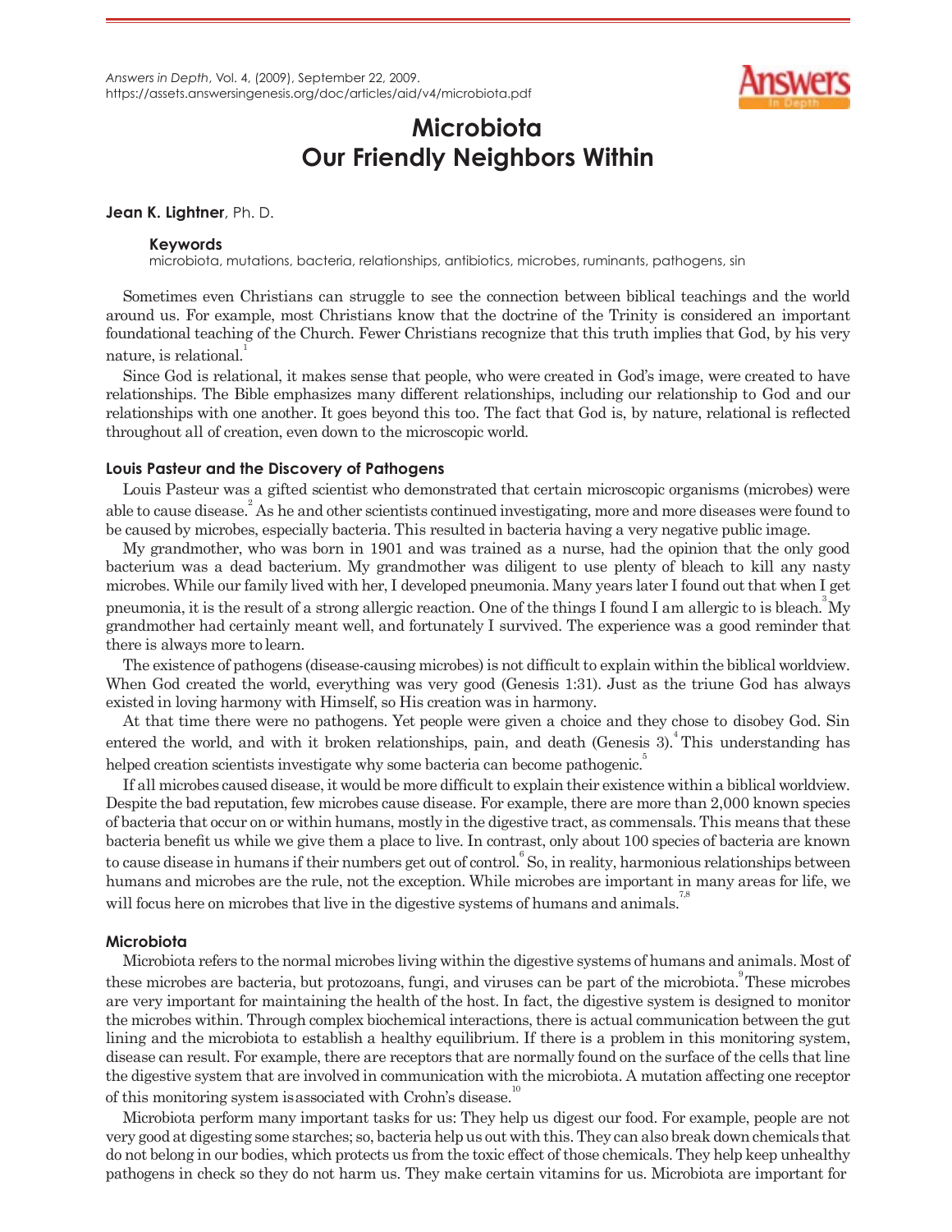*Answers in Depth*, Vol. 4, (2009), September 22, 2009.
https://assets.answersingenesis.org/doc/articles/aid/v4/microbiota.pdf

# Microbiota
# Our Friendly Neighbors Within

**Jean K. Lightner**, Ph. D.

**Keywords**
microbiota, mutations, bacteria, relationships, antibiotics, microbes, ruminants, pathogens, sin

Sometimes even Christians can struggle to see the connection between biblical teachings and the world around us. For example, most Christians know that the doctrine of the Trinity is considered an important foundational teaching of the Church. Fewer Christians recognize that this truth implies that God, by his very nature, is relational.[1]

Since God is relational, it makes sense that people, who were created in God's image, were created to have relationships. The Bible emphasizes many different relationships, including our relationship to God and our relationships with one another. It goes beyond this too. The fact that God is, by nature, relational is reflected throughout all of creation, even down to the microscopic world.

## Louis Pasteur and the Discovery of Pathogens

Louis Pasteur was a gifted scientist who demonstrated that certain microscopic organisms (microbes) were able to cause disease.[2] As he and other scientists continued investigating, more and more diseases were found to be caused by microbes, especially bacteria. This resulted in bacteria having a very negative public image.

My grandmother, who was born in 1901 and was trained as a nurse, had the opinion that the only good bacterium was a dead bacterium. My grandmother was diligent to use plenty of bleach to kill any nasty microbes. While our family lived with her, I developed pneumonia. Many years later I found out that when I get pneumonia, it is the result of a strong allergic reaction. One of the things I found I am allergic to is bleach.[3] My grandmother had certainly meant well, and fortunately I survived. The experience was a good reminder that there is always more to learn.

The existence of pathogens (disease-causing microbes) is not difficult to explain within the biblical worldview. When God created the world, everything was very good (Genesis 1:31). Just as the triune God has always existed in loving harmony with Himself, so His creation was in harmony.

At that time there were no pathogens. Yet people were given a choice and they chose to disobey God. Sin entered the world, and with it broken relationships, pain, and death (Genesis 3).[4] This understanding has helped creation scientists investigate why some bacteria can become pathogenic.[5]

If all microbes caused disease, it would be more difficult to explain their existence within a biblical worldview. Despite the bad reputation, few microbes cause disease. For example, there are more than 2,000 known species of bacteria that occur on or within humans, mostly in the digestive tract, as commensals. This means that these bacteria benefit us while we give them a place to live. In contrast, only about 100 species of bacteria are known to cause disease in humans if their numbers get out of control.[6] So, in reality, harmonious relationships between humans and microbes are the rule, not the exception. While microbes are important in many areas for life, we will focus here on microbes that live in the digestive systems of humans and animals.[7,8]

## Microbiota

Microbiota refers to the normal microbes living within the digestive systems of humans and animals. Most of these microbes are bacteria, but protozoans, fungi, and viruses can be part of the microbiota.[9] These microbes are very important for maintaining the health of the host. In fact, the digestive system is designed to monitor the microbes within. Through complex biochemical interactions, there is actual communication between the gut lining and the microbiota to establish a healthy equilibrium. If there is a problem in this monitoring system, disease can result. For example, there are receptors that are normally found on the surface of the cells that line the digestive system that are involved in communication with the microbiota. A mutation affecting one receptor of this monitoring system is associated with Crohn's disease.[10]

Microbiota perform many important tasks for us: They help us digest our food. For example, people are not very good at digesting some starches; so, bacteria help us out with this. They can also break down chemicals that do not belong in our bodies, which protects us from the toxic effect of those chemicals. They help keep unhealthy pathogens in check so they do not harm us. They make certain vitamins for us. Microbiota are important for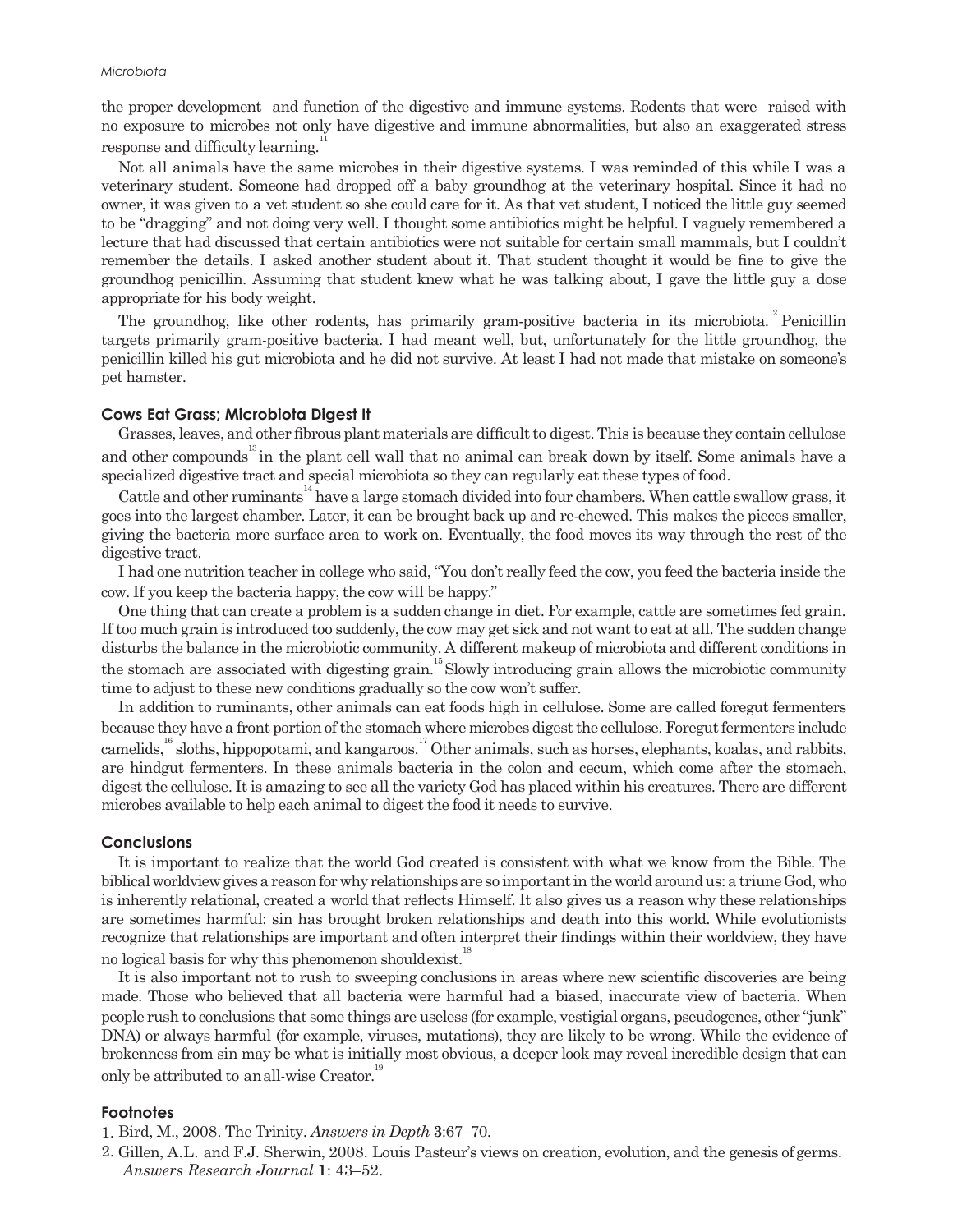the proper development and function of the digestive and immune systems. Rodents that were raised with no exposure to microbes not only have digestive and immune abnormalities, but also an exaggerated stress response and difficulty learning.[11]

Not all animals have the same microbes in their digestive systems. I was reminded of this while I was a veterinary student. Someone had dropped off a baby groundhog at the veterinary hospital. Since it had no owner, it was given to a vet student so she could care for it. As that vet student, I noticed the little guy seemed to be "dragging" and not doing very well. I thought some antibiotics might be helpful. I vaguely remembered a lecture that had discussed that certain antibiotics were not suitable for certain small mammals, but I couldn't remember the details. I asked another student about it. That student thought it would be fine to give the groundhog penicillin. Assuming that student knew what he was talking about, I gave the little guy a dose appropriate for his body weight.

The groundhog, like other rodents, has primarily gram-positive bacteria in its microbiota.[12] Penicillin targets primarily gram-positive bacteria. I had meant well, but, unfortunately for the little groundhog, the penicillin killed his gut microbiota and he did not survive. At least I had not made that mistake on someone's pet hamster.

### Cows Eat Grass; Microbiota Digest It

Grasses, leaves, and other fibrous plant materials are difficult to digest. This is because they contain cellulose and other compounds[13] in the plant cell wall that no animal can break down by itself. Some animals have a specialized digestive tract and special microbiota so they can regularly eat these types of food.

Cattle and other ruminants[14] have a large stomach divided into four chambers. When cattle swallow grass, it goes into the largest chamber. Later, it can be brought back up and re-chewed. This makes the pieces smaller, giving the bacteria more surface area to work on. Eventually, the food moves its way through the rest of the digestive tract.

I had one nutrition teacher in college who said, "You don't really feed the cow, you feed the bacteria inside the cow. If you keep the bacteria happy, the cow will be happy."

One thing that can create a problem is a sudden change in diet. For example, cattle are sometimes fed grain. If too much grain is introduced too suddenly, the cow may get sick and not want to eat at all. The sudden change disturbs the balance in the microbiotic community. A different makeup of microbiota and different conditions in the stomach are associated with digesting grain.[15] Slowly introducing grain allows the microbiotic community time to adjust to these new conditions gradually so the cow won't suffer.

In addition to ruminants, other animals can eat foods high in cellulose. Some are called foregut fermenters because they have a front portion of the stomach where microbes digest the cellulose. Foregut fermenters include camelids,[16] sloths, hippopotami, and kangaroos.[17] Other animals, such as horses, elephants, koalas, and rabbits, are hindgut fermenters. In these animals bacteria in the colon and cecum, which come after the stomach, digest the cellulose. It is amazing to see all the variety God has placed within his creatures. There are different microbes available to help each animal to digest the food it needs to survive.

### Conclusions

It is important to realize that the world God created is consistent with what we know from the Bible. The biblical worldview gives a reason for why relationships are so important in the world around us: a triune God, who is inherently relational, created a world that reflects Himself. It also gives us a reason why these relationships are sometimes harmful: sin has brought broken relationships and death into this world. While evolutionists recognize that relationships are important and often interpret their findings within their worldview, they have no logical basis for why this phenomenon should exist.[18]

It is also important not to rush to sweeping conclusions in areas where new scientific discoveries are being made. Those who believed that all bacteria were harmful had a biased, inaccurate view of bacteria. When people rush to conclusions that some things are useless (for example, vestigial organs, pseudogenes, other "junk" DNA) or always harmful (for example, viruses, mutations), they are likely to be wrong. While the evidence of brokenness from sin may be what is initially most obvious, a deeper look may reveal incredible design that can only be attributed to an all-wise Creator.[19]

### Footnotes

1. Bird, M., 2008. The Trinity. *Answers in Depth* **3**:67–70.
2. Gillen, A.L. and F.J. Sherwin, 2008. Louis Pasteur's views on creation, evolution, and the genesis of germs. *Answers Research Journal* **1**: 43–52.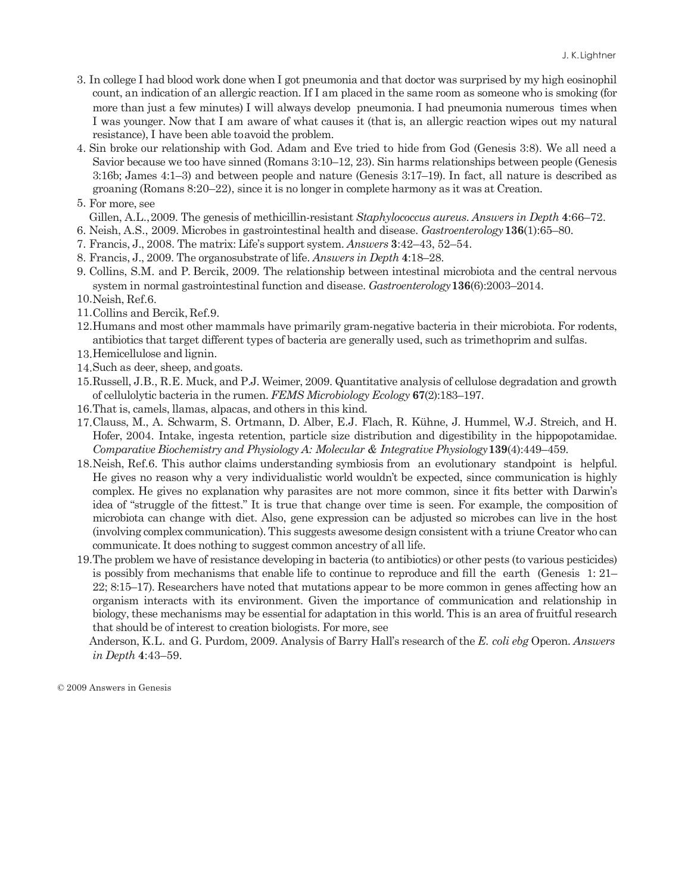3. In college I had blood work done when I got pneumonia and that doctor was surprised by my high eosinophil count, an indication of an allergic reaction. If I am placed in the same room as someone who is smoking (for more than just a few minutes) I will always develop pneumonia. I had pneumonia numerous times when I was younger. Now that I am aware of what causes it (that is, an allergic reaction wipes out my natural resistance), I have been able to avoid the problem.
4. Sin broke our relationship with God. Adam and Eve tried to hide from God (Genesis 3:8). We all need a Savior because we too have sinned (Romans 3:10–12, 23). Sin harms relationships between people (Genesis 3:16b; James 4:1–3) and between people and nature (Genesis 3:17–19). In fact, all nature is described as groaning (Romans 8:20–22), since it is no longer in complete harmony as it was at Creation.
5. For more, see
   Gillen, A.L., 2009. The genesis of methicillin-resistant *Staphylococcus aureus*. *Answers in Depth* **4**:66–72.
6. Neish, A.S., 2009. Microbes in gastrointestinal health and disease. *Gastroenterology* **136**(1):65–80.
7. Francis, J., 2008. The matrix: Life's support system. *Answers* **3**:42–43, 52–54.
8. Francis, J., 2009. The organosubstrate of life. *Answers in Depth* **4**:18–28.
9. Collins, S.M. and P. Bercik, 2009. The relationship between intestinal microbiota and the central nervous system in normal gastrointestinal function and disease. *Gastroenterology* **136**(6):2003–2014.
10. Neish, Ref.6.
11. Collins and Bercik, Ref.9.
12. Humans and most other mammals have primarily gram-negative bacteria in their microbiota. For rodents, antibiotics that target different types of bacteria are generally used, such as trimethoprim and sulfas.
13. Hemicellulose and lignin.
14. Such as deer, sheep, and goats.
15. Russell, J.B., R.E. Muck, and P.J. Weimer, 2009. Quantitative analysis of cellulose degradation and growth of cellulolytic bacteria in the rumen. *FEMS Microbiology Ecology* **67**(2):183–197.
16. That is, camels, llamas, alpacas, and others in this kind.
17. Clauss, M., A. Schwarm, S. Ortmann, D. Alber, E.J. Flach, R. Kühne, J. Hummel, W.J. Streich, and H. Hofer, 2004. Intake, ingesta retention, particle size distribution and digestibility in the hippopotamidae. *Comparative Biochemistry and Physiology A: Molecular & Integrative Physiology* **139**(4):449–459.
18. Neish, Ref.6. This author claims understanding symbiosis from an evolutionary standpoint is helpful. He gives no reason why a very individualistic world wouldn't be expected, since communication is highly complex. He gives no explanation why parasites are not more common, since it fits better with Darwin's idea of "struggle of the fittest." It is true that change over time is seen. For example, the composition of microbiota can change with diet. Also, gene expression can be adjusted so microbes can live in the host (involving complex communication). This suggests awesome design consistent with a triune Creator who can communicate. It does nothing to suggest common ancestry of all life.
19. The problem we have of resistance developing in bacteria (to antibiotics) or other pests (to various pesticides) is possibly from mechanisms that enable life to continue to reproduce and fill the earth (Genesis 1: 21–22; 8:15–17). Researchers have noted that mutations appear to be more common in genes affecting how an organism interacts with its environment. Given the importance of communication and relationship in biology, these mechanisms may be essential for adaptation in this world. This is an area of fruitful research that should be of interest to creation biologists. For more, see
    Anderson, K.L. and G. Purdom, 2009. Analysis of Barry Hall's research of the *E. coli ebg* Operon. *Answers in Depth* **4**:43–59.

© 2009 Answers in Genesis